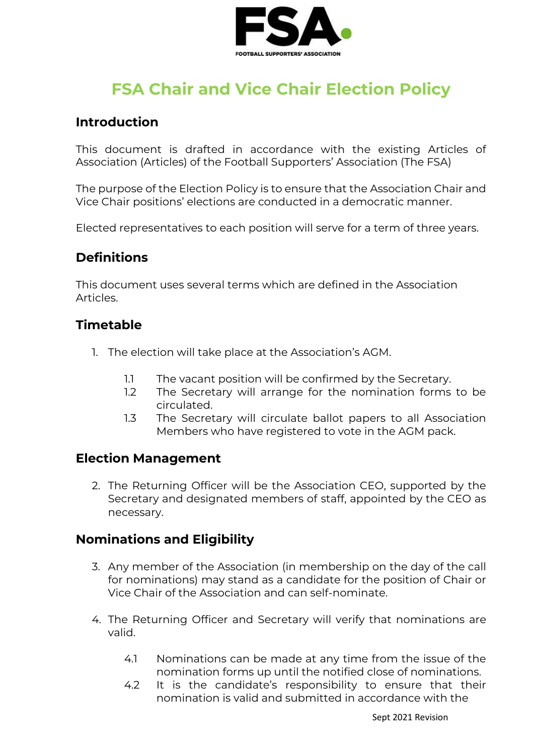# FSA Chair and Vice Chair Election Policy

## Introduction

This document is drafted in accordance with the existing Articles of Association (Articles) of the Football Supporters' Association (The FSA)

The purpose of the Election Policy is to ensure that the Association Chair and Vice Chair positions' elections are conducted in a democratic manner.

Elected representatives to each position will serve for a term of three years.

## Definitions

This document uses several terms which are defined in the Association Articles.

## Timetable

1. The election will take place at the Association's AGM.

   1.1 The vacant position will be confirmed by the Secretary.

   1.2 The Secretary will arrange for the nomination forms to be circulated.

   1.3 The Secretary will circulate ballot papers to all Association Members who have registered to vote in the AGM pack.

## Election Management

2. The Returning Officer will be the Association CEO, supported by the Secretary and designated members of staff, appointed by the CEO as necessary.

## Nominations and Eligibility

3. Any member of the Association (in membership on the day of the call for nominations) may stand as a candidate for the position of Chair or Vice Chair of the Association and can self-nominate.

4. The Returning Officer and Secretary will verify that nominations are valid.

   4.1 Nominations can be made at any time from the issue of the nomination forms up until the notified close of nominations.

   4.2 It is the candidate's responsibility to ensure that their nomination is valid and submitted in accordance with the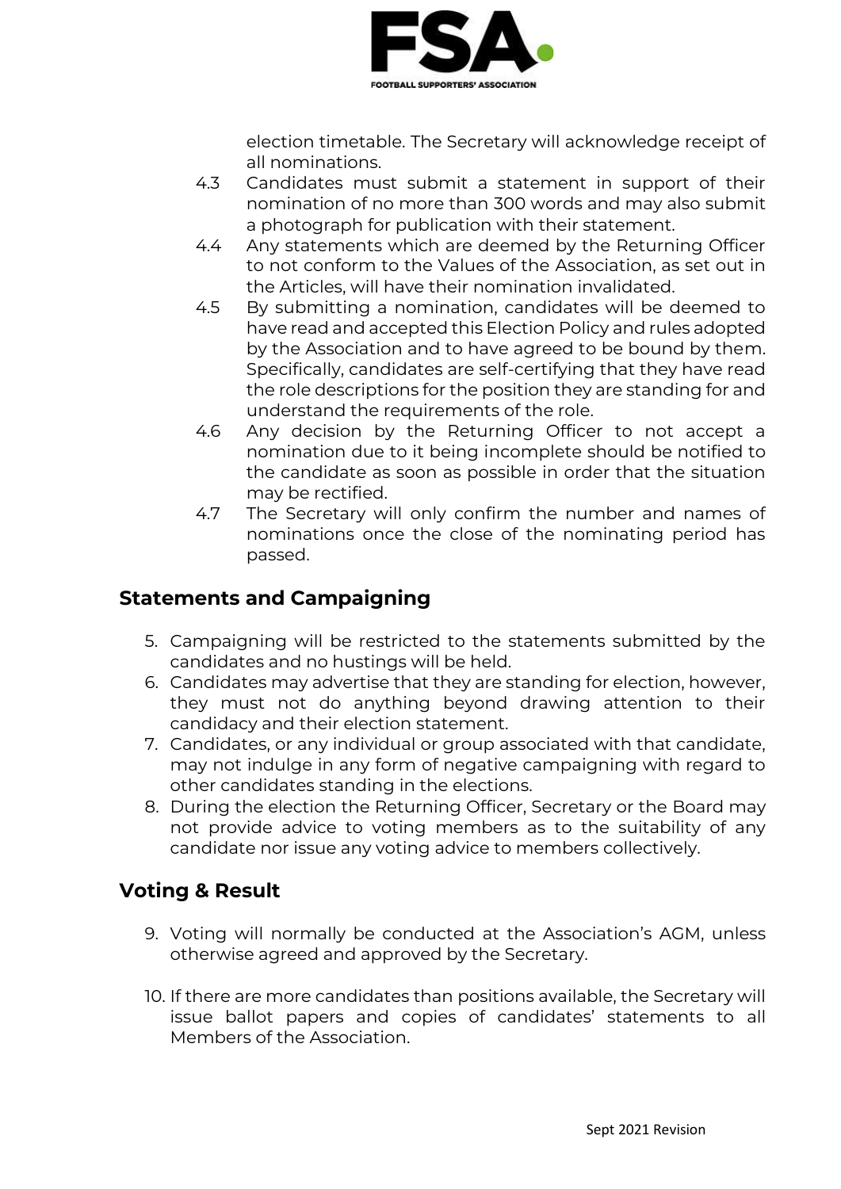election timetable. The Secretary will acknowledge receipt of all nominations.

4.3 Candidates must submit a statement in support of their nomination of no more than 300 words and may also submit a photograph for publication with their statement.

4.4 Any statements which are deemed by the Returning Officer to not conform to the Values of the Association, as set out in the Articles, will have their nomination invalidated.

4.5 By submitting a nomination, candidates will be deemed to have read and accepted this Election Policy and rules adopted by the Association and to have agreed to be bound by them. Specifically, candidates are self-certifying that they have read the role descriptions for the position they are standing for and understand the requirements of the role.

4.6 Any decision by the Returning Officer to not accept a nomination due to it being incomplete should be notified to the candidate as soon as possible in order that the situation may be rectified.

4.7 The Secretary will only confirm the number and names of nominations once the close of the nominating period has passed.

## Statements and Campaigning

5. Campaigning will be restricted to the statements submitted by the candidates and no hustings will be held.
6. Candidates may advertise that they are standing for election, however, they must not do anything beyond drawing attention to their candidacy and their election statement.
7. Candidates, or any individual or group associated with that candidate, may not indulge in any form of negative campaigning with regard to other candidates standing in the elections.
8. During the election the Returning Officer, Secretary or the Board may not provide advice to voting members as to the suitability of any candidate nor issue any voting advice to members collectively.

## Voting & Result

9. Voting will normally be conducted at the Association's AGM, unless otherwise agreed and approved by the Secretary.

10. If there are more candidates than positions available, the Secretary will issue ballot papers and copies of candidates' statements to all Members of the Association.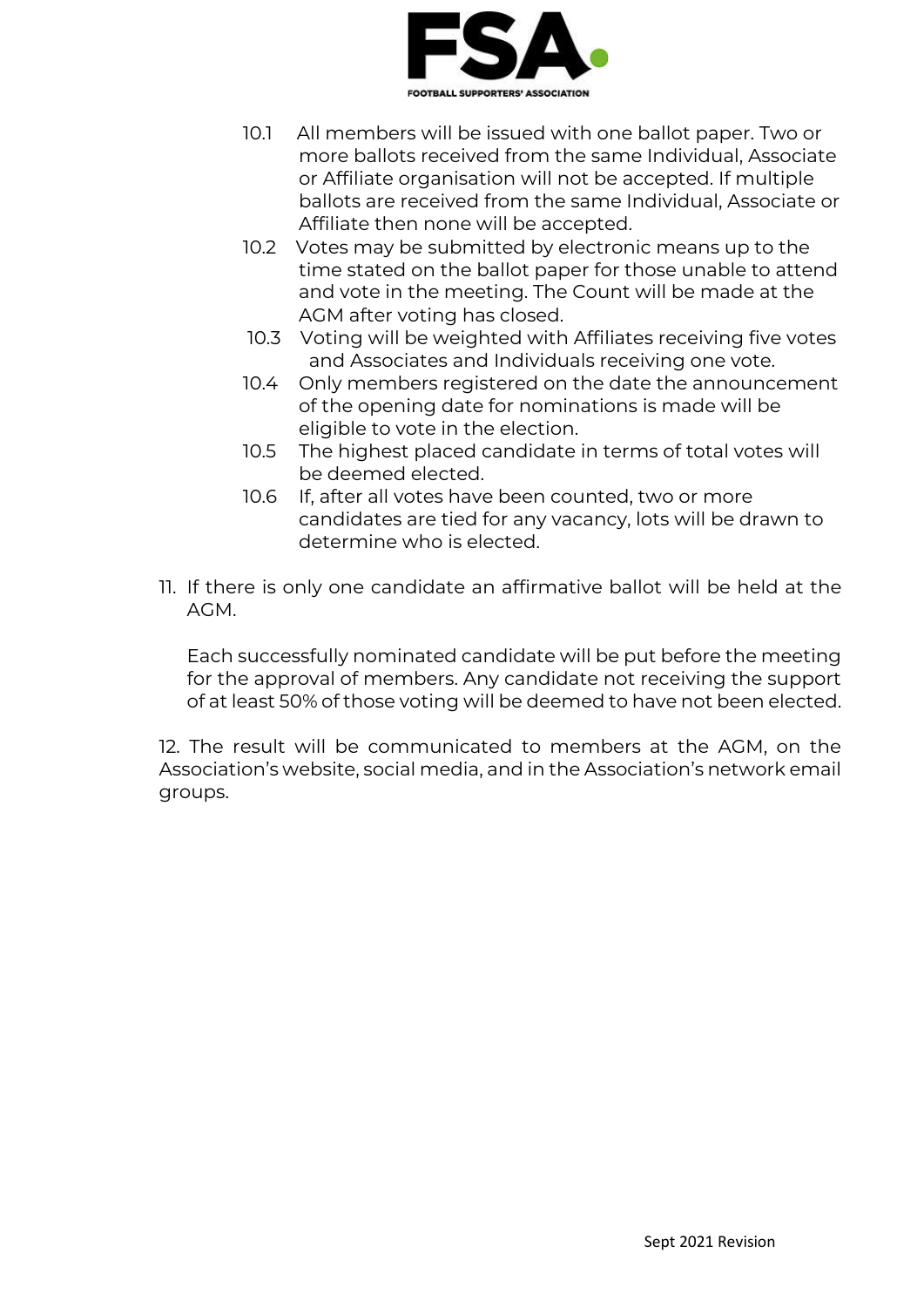10.1 All members will be issued with one ballot paper. Two or more ballots received from the same Individual, Associate or Affiliate organisation will not be accepted. If multiple ballots are received from the same Individual, Associate or Affiliate then none will be accepted.

10.2 Votes may be submitted by electronic means up to the time stated on the ballot paper for those unable to attend and vote in the meeting. The Count will be made at the AGM after voting has closed.

10.3 Voting will be weighted with Affiliates receiving five votes and Associates and Individuals receiving one vote.

10.4 Only members registered on the date the announcement of the opening date for nominations is made will be eligible to vote in the election.

10.5 The highest placed candidate in terms of total votes will be deemed elected.

10.6 If, after all votes have been counted, two or more candidates are tied for any vacancy, lots will be drawn to determine who is elected.

11. If there is only one candidate an affirmative ballot will be held at the AGM.

 Each successfully nominated candidate will be put before the meeting for the approval of members. Any candidate not receiving the support of at least 50% of those voting will be deemed to have not been elected.

12. The result will be communicated to members at the AGM, on the Association's website, social media, and in the Association's network email groups.